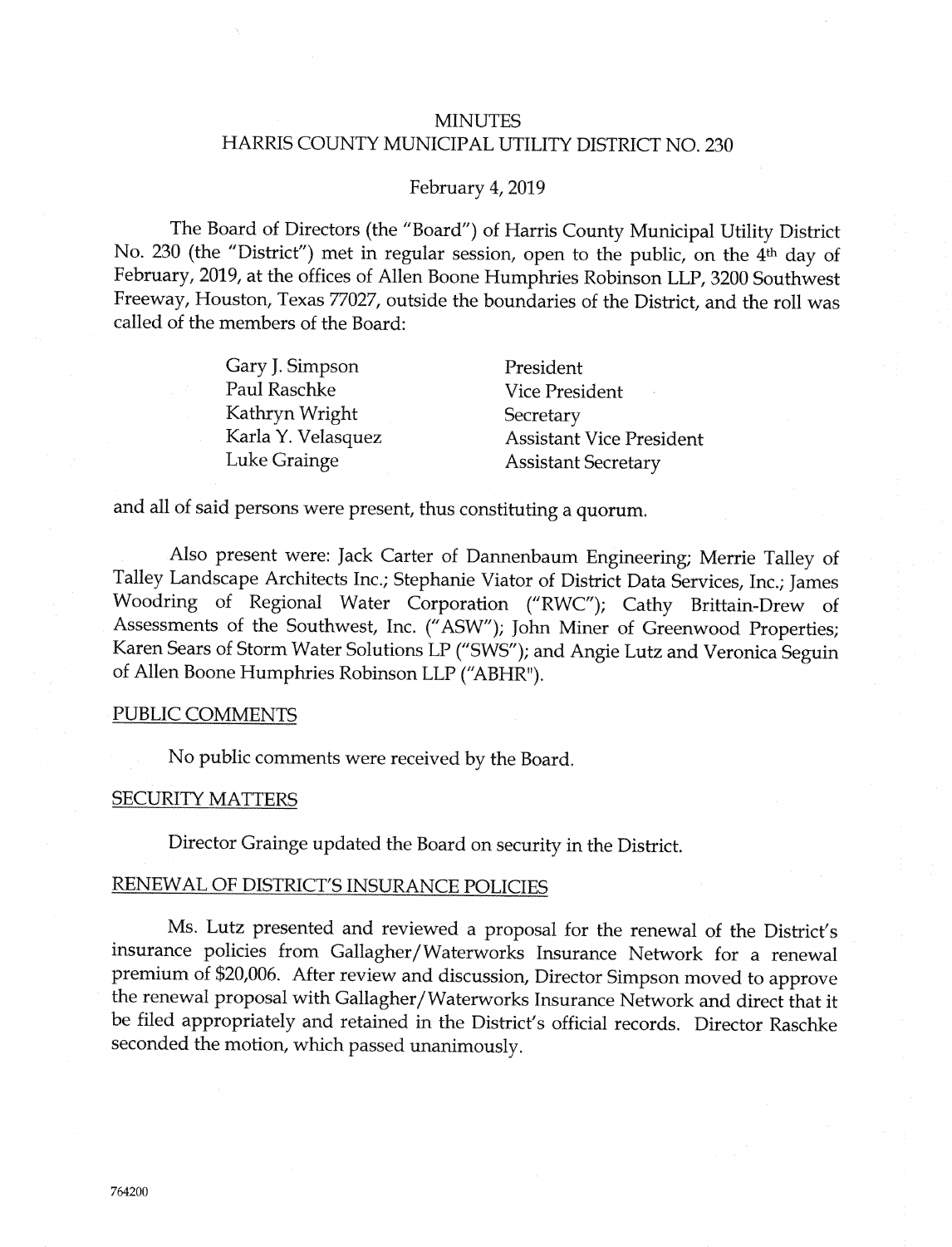# MINUTES
## HARRIS COUNTY MUNICIPAL UTILITY DISTRICT NO. 230

February 4, 2019

The Board of Directors (the "Board") of Harris County Municipal Utility District No. 230 (the "District") met in regular session, open to the public, on the 4th day of February, 2019, at the offices of Allen Boone Humphries Robinson LLP, 3200 Southwest Freeway, Houston, Texas 77027, outside the boundaries of the District, and the roll was called of the members of the Board:

| | |
|---|---|
| Gary J. Simpson | President |
| Paul Raschke | Vice President |
| Kathryn Wright | Secretary |
| Karla Y. Velasquez | Assistant Vice President |
| Luke Grainge | Assistant Secretary |

and all of said persons were present, thus constituting a quorum.

Also present were: Jack Carter of Dannenbaum Engineering; Merrie Talley of Talley Landscape Architects Inc.; Stephanie Viator of District Data Services, Inc.; James Woodring of Regional Water Corporation ("RWC"); Cathy Brittain-Drew of Assessments of the Southwest, Inc. ("ASW"); John Miner of Greenwood Properties; Karen Sears of Storm Water Solutions LP ("SWS"); and Angie Lutz and Veronica Seguin of Allen Boone Humphries Robinson LLP ("ABHR").

### PUBLIC COMMENTS

No public comments were received by the Board.

### SECURITY MATTERS

Director Grainge updated the Board on security in the District.

### RENEWAL OF DISTRICT'S INSURANCE POLICIES

Ms. Lutz presented and reviewed a proposal for the renewal of the District's insurance policies from Gallagher/Waterworks Insurance Network for a renewal premium of $20,006. After review and discussion, Director Simpson moved to approve the renewal proposal with Gallagher/Waterworks Insurance Network and direct that it be filed appropriately and retained in the District's official records. Director Raschke seconded the motion, which passed unanimously.

764200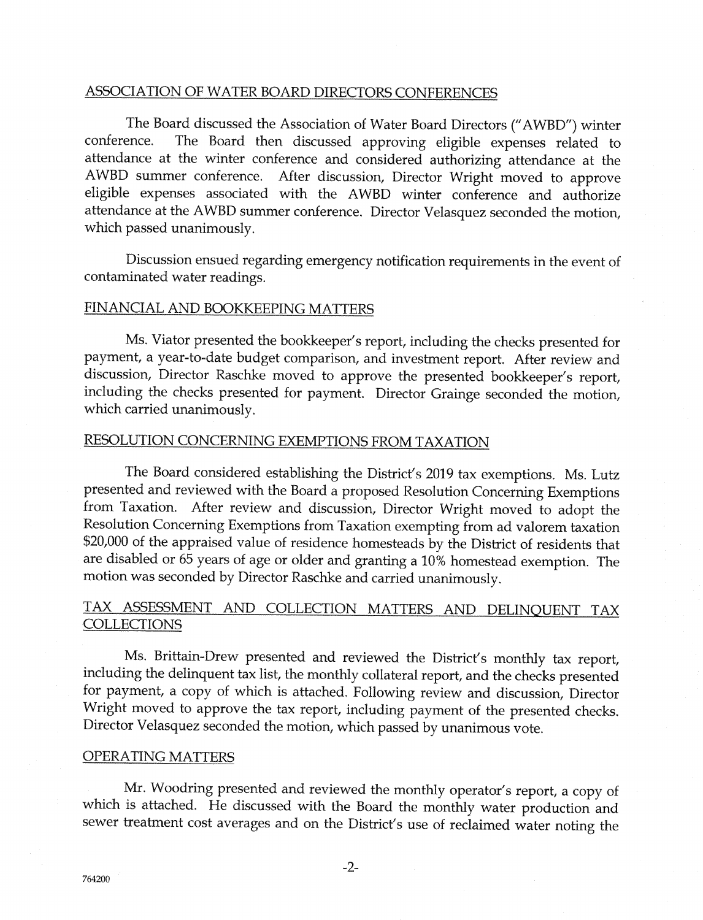## ASSOCIATION OF WATER BOARD DIRECTORS CONFERENCES

The Board discussed the Association of Water Board Directors ("AWBD") winter conference. The Board then discussed approving eligible expenses related to attendance at the winter conference and considered authorizing attendance at the AWBD summer conference. After discussion, Director Wright moved to approve eligible expenses associated with the AWBD winter conference and authorize attendance at the AWBD summer conference. Director Velasquez seconded the motion, which passed unanimously.

Discussion ensued regarding emergency notification requirements in the event of contaminated water readings.

## FINANCIAL AND BOOKKEEPING MATTERS

Ms. Viator presented the bookkeeper's report, including the checks presented for payment, a year-to-date budget comparison, and investment report. After review and discussion, Director Raschke moved to approve the presented bookkeeper's report, including the checks presented for payment. Director Grainge seconded the motion, which carried unanimously.

## RESOLUTION CONCERNING EXEMPTIONS FROM TAXATION

The Board considered establishing the District's 2019 tax exemptions. Ms. Lutz presented and reviewed with the Board a proposed Resolution Concerning Exemptions from Taxation. After review and discussion, Director Wright moved to adopt the Resolution Concerning Exemptions from Taxation exempting from ad valorem taxation $20,000 of the appraised value of residence homesteads by the District of residents that are disabled or 65 years of age or older and granting a 10% homestead exemption. The motion was seconded by Director Raschke and carried unanimously.

## TAX ASSESSMENT AND COLLECTION MATTERS AND DELINQUENT TAX COLLECTIONS

Ms. Brittain-Drew presented and reviewed the District's monthly tax report, including the delinquent tax list, the monthly collateral report, and the checks presented for payment, a copy of which is attached. Following review and discussion, Director Wright moved to approve the tax report, including payment of the presented checks. Director Velasquez seconded the motion, which passed by unanimous vote.

## OPERATING MATTERS

Mr. Woodring presented and reviewed the monthly operator's report, a copy of which is attached. He discussed with the Board the monthly water production and sewer treatment cost averages and on the District's use of reclaimed water noting the

764200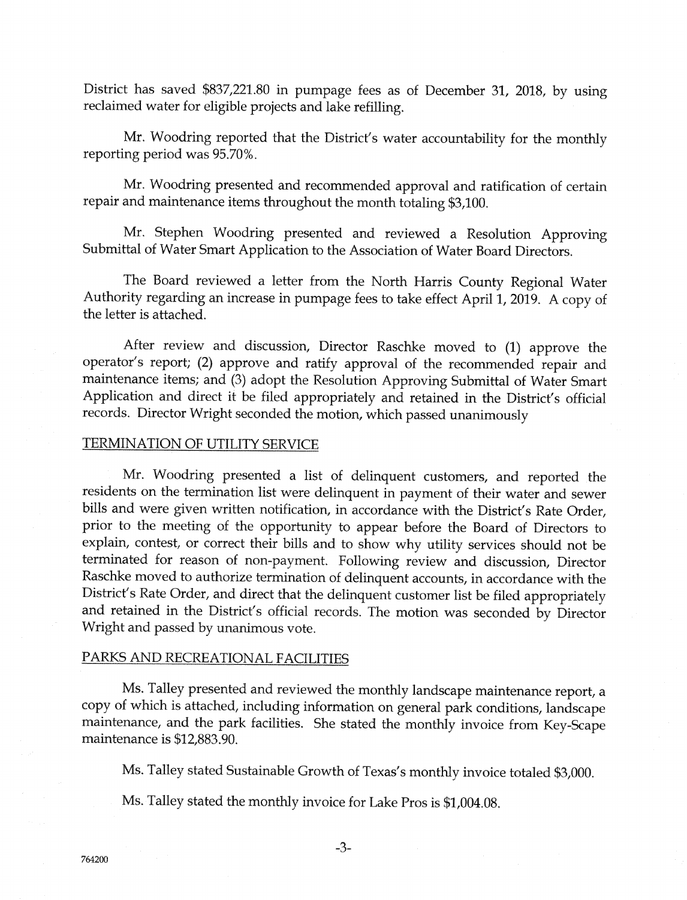District has saved $837,221.80 in pumpage fees as of December 31, 2018, by using reclaimed water for eligible projects and lake refilling.

Mr. Woodring reported that the District's water accountability for the monthly reporting period was 95.70%.

Mr. Woodring presented and recommended approval and ratification of certain repair and maintenance items throughout the month totaling $3,100.

Mr. Stephen Woodring presented and reviewed a Resolution Approving Submittal of Water Smart Application to the Association of Water Board Directors.

The Board reviewed a letter from the North Harris County Regional Water Authority regarding an increase in pumpage fees to take effect April 1, 2019. A copy of the letter is attached.

After review and discussion, Director Raschke moved to (1) approve the operator's report; (2) approve and ratify approval of the recommended repair and maintenance items; and (3) adopt the Resolution Approving Submittal of Water Smart Application and direct it be filed appropriately and retained in the District's official records. Director Wright seconded the motion, which passed unanimously

## TERMINATION OF UTILITY SERVICE

Mr. Woodring presented a list of delinquent customers, and reported the residents on the termination list were delinquent in payment of their water and sewer bills and were given written notification, in accordance with the District's Rate Order, prior to the meeting of the opportunity to appear before the Board of Directors to explain, contest, or correct their bills and to show why utility services should not be terminated for reason of non-payment. Following review and discussion, Director Raschke moved to authorize termination of delinquent accounts, in accordance with the District's Rate Order, and direct that the delinquent customer list be filed appropriately and retained in the District's official records. The motion was seconded by Director Wright and passed by unanimous vote.

## PARKS AND RECREATIONAL FACILITIES

Ms. Talley presented and reviewed the monthly landscape maintenance report, a copy of which is attached, including information on general park conditions, landscape maintenance, and the park facilities. She stated the monthly invoice from Key-Scape maintenance is $12,883.90.

Ms. Talley stated Sustainable Growth of Texas's monthly invoice totaled $3,000.

Ms. Talley stated the monthly invoice for Lake Pros is $1,004.08.

764200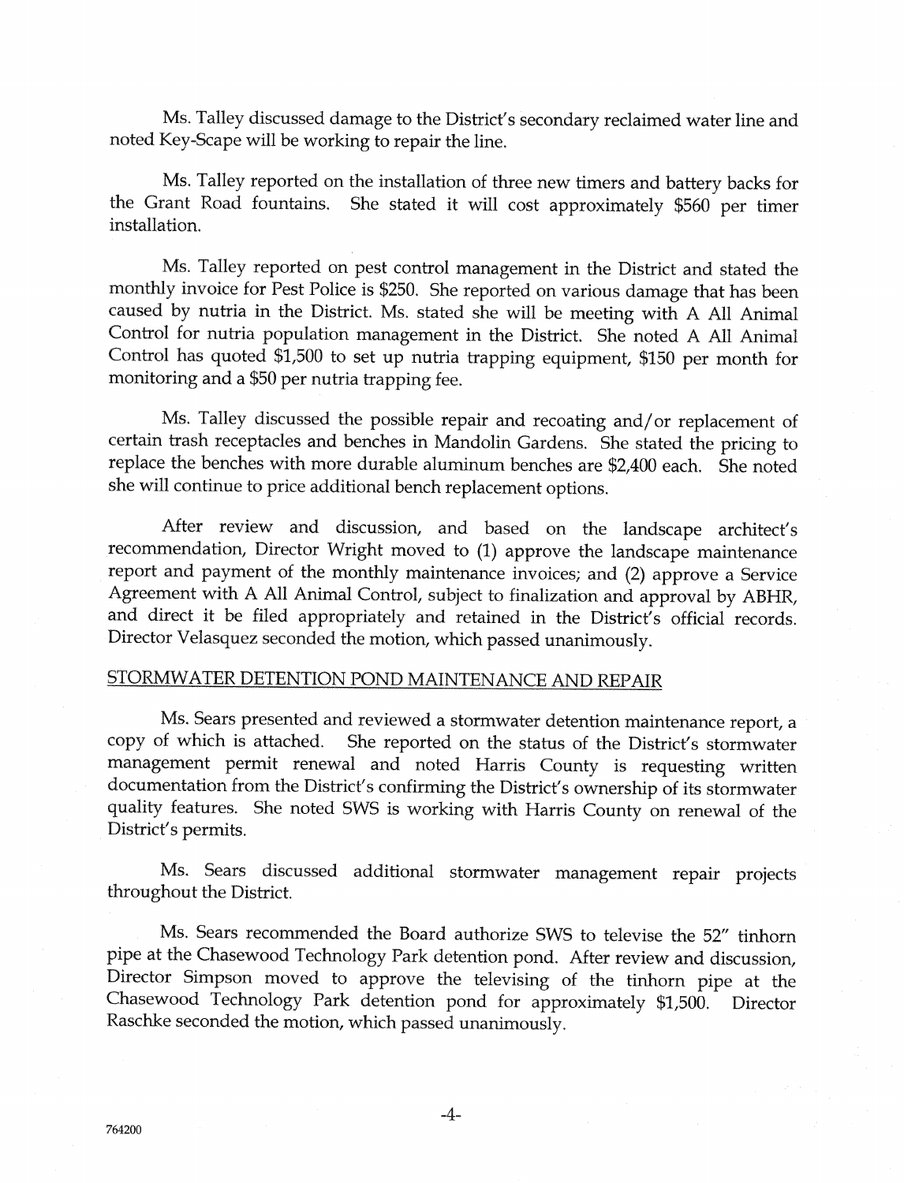Ms. Talley discussed damage to the District's secondary reclaimed water line and noted Key-Scape will be working to repair the line.

Ms. Talley reported on the installation of three new timers and battery backs for the Grant Road fountains. She stated it will cost approximately $560 per timer installation.

Ms. Talley reported on pest control management in the District and stated the monthly invoice for Pest Police is $250. She reported on various damage that has been caused by nutria in the District. Ms. stated she will be meeting with A All Animal Control for nutria population management in the District. She noted A All Animal Control has quoted $1,500 to set up nutria trapping equipment, $150 per month for monitoring and a $50 per nutria trapping fee.

Ms. Talley discussed the possible repair and recoating and/or replacement of certain trash receptacles and benches in Mandolin Gardens. She stated the pricing to replace the benches with more durable aluminum benches are $2,400 each. She noted she will continue to price additional bench replacement options.

After review and discussion, and based on the landscape architect's recommendation, Director Wright moved to (1) approve the landscape maintenance report and payment of the monthly maintenance invoices; and (2) approve a Service Agreement with A All Animal Control, subject to finalization and approval by ABHR, and direct it be filed appropriately and retained in the District's official records. Director Velasquez seconded the motion, which passed unanimously.

## STORMWATER DETENTION POND MAINTENANCE AND REPAIR

Ms. Sears presented and reviewed a stormwater detention maintenance report, a copy of which is attached. She reported on the status of the District's stormwater management permit renewal and noted Harris County is requesting written documentation from the District's confirming the District's ownership of its stormwater quality features. She noted SWS is working with Harris County on renewal of the District's permits.

Ms. Sears discussed additional stormwater management repair projects throughout the District.

Ms. Sears recommended the Board authorize SWS to televise the 52" tinhorn pipe at the Chasewood Technology Park detention pond. After review and discussion, Director Simpson moved to approve the televising of the tinhorn pipe at the Chasewood Technology Park detention pond for approximately $1,500. Director Raschke seconded the motion, which passed unanimously.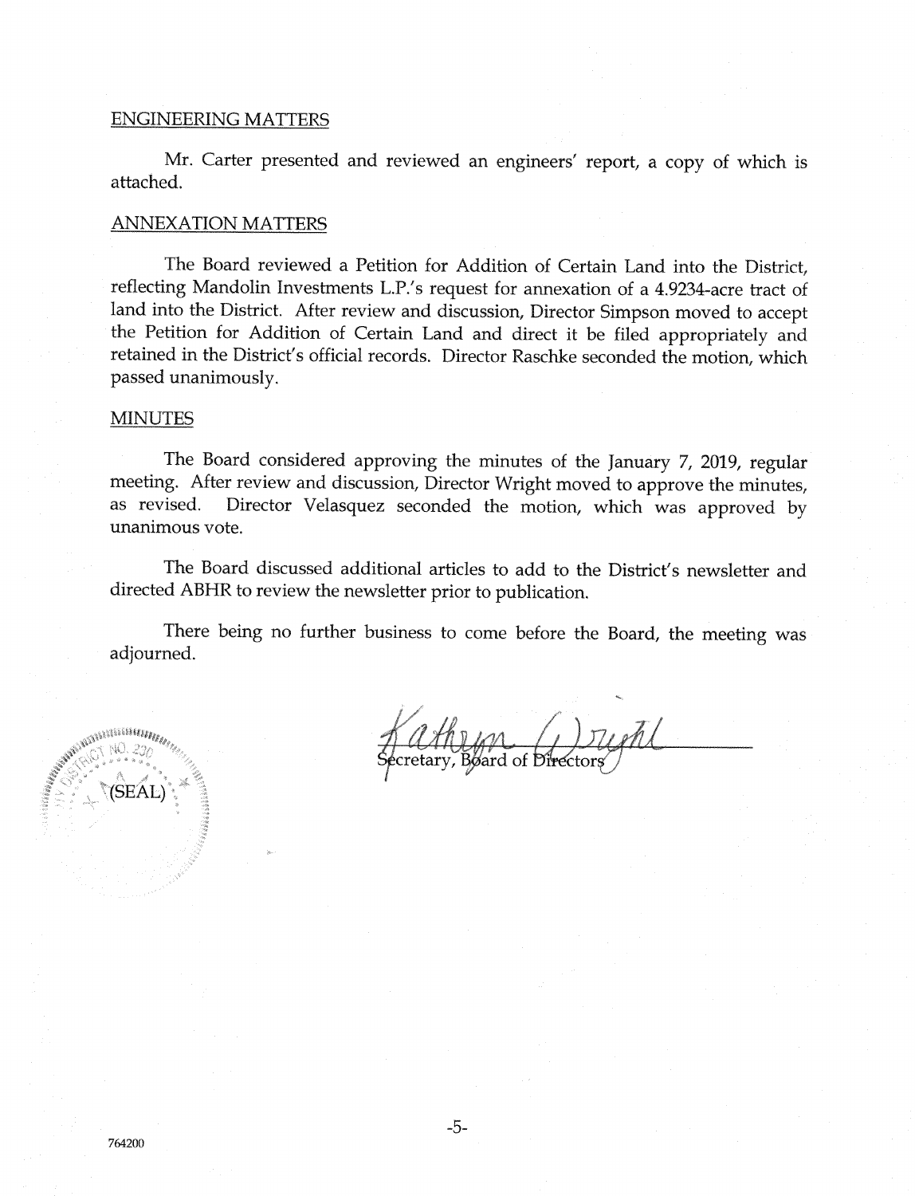ENGINEERING MATTERS

Mr. Carter presented and reviewed an engineers' report, a copy of which is attached.

ANNEXATION MATTERS

The Board reviewed a Petition for Addition of Certain Land into the District, reflecting Mandolin Investments L.P.'s request for annexation of a 4.9234-acre tract of land into the District. After review and discussion, Director Simpson moved to accept the Petition for Addition of Certain Land and direct it be filed appropriately and retained in the District's official records. Director Raschke seconded the motion, which passed unanimously.

MINUTES

The Board considered approving the minutes of the January 7, 2019, regular meeting. After review and discussion, Director Wright moved to approve the minutes, as revised. Director Velasquez seconded the motion, which was approved by unanimous vote.

The Board discussed additional articles to add to the District's newsletter and directed ABHR to review the newsletter prior to publication.

There being no further business to come before the Board, the meeting was adjourned.

(SEAL)

Kathryn Wright
Secretary, Board of Directors

764200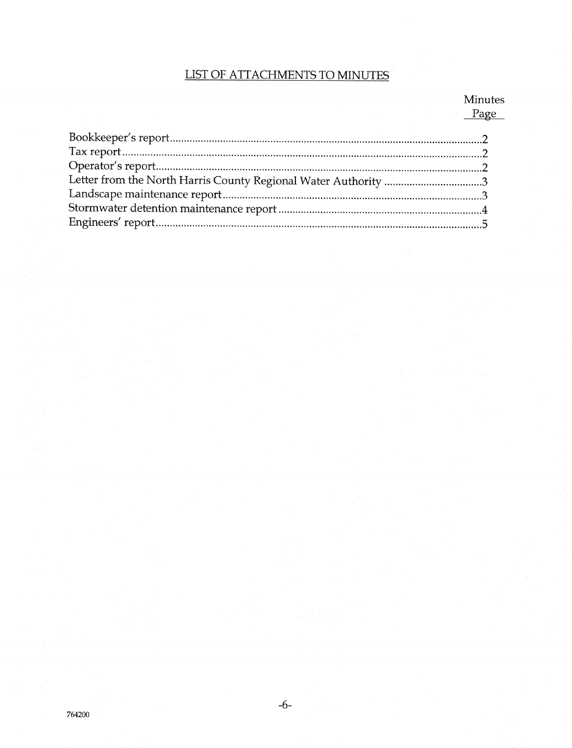# LIST OF ATTACHMENTS TO MINUTES

| | Minutes Page |
|---|---|
| Bookkeeper's report | 2 |
| Tax report | 2 |
| Operator's report | 2 |
| Letter from the North Harris County Regional Water Authority | 3 |
| Landscape maintenance report | 3 |
| Stormwater detention maintenance report | 4 |
| Engineers' report | 5 |

764200